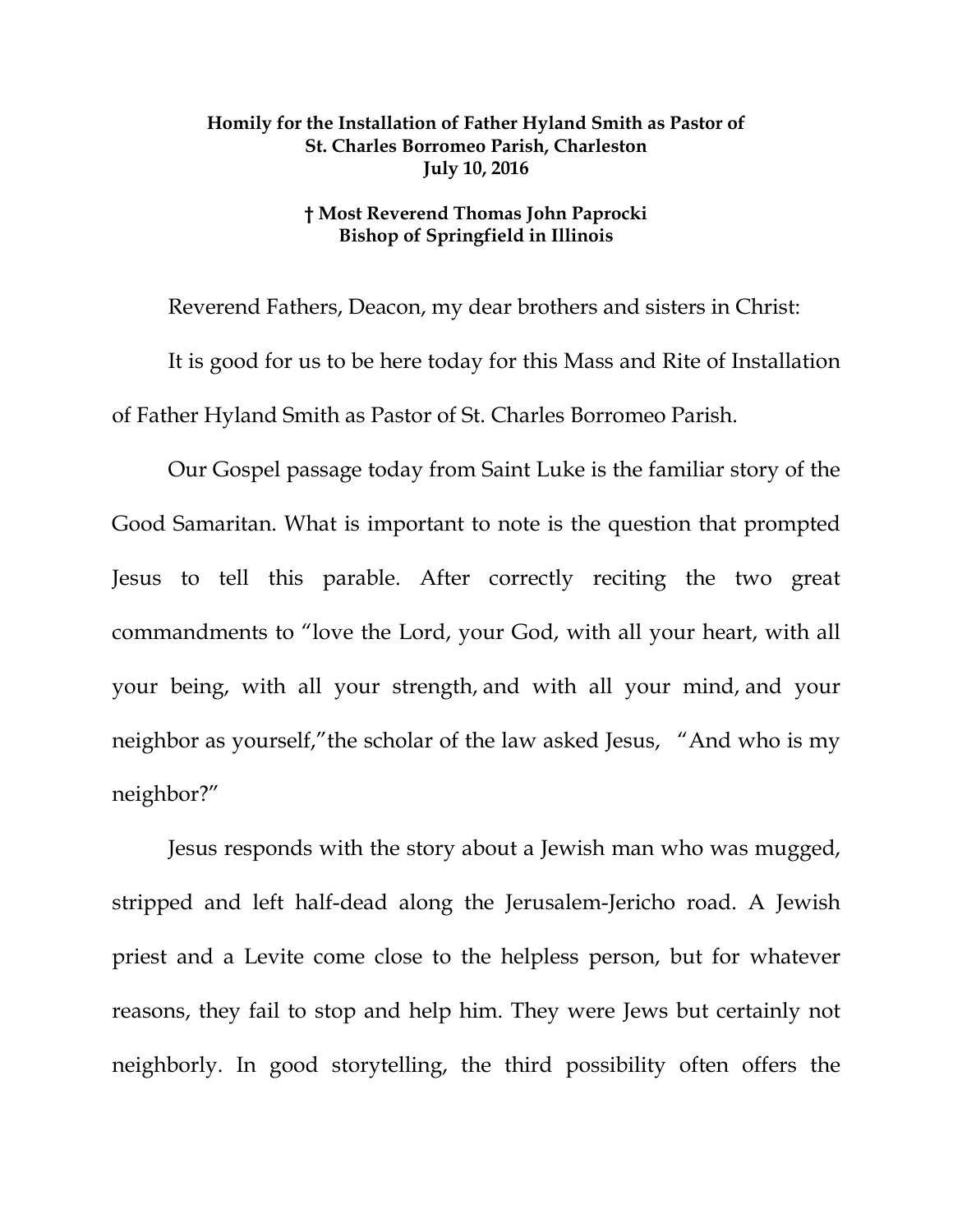**Homily for the Installation of Father Hyland Smith as Pastor of St. Charles Borromeo Parish, Charleston**
**July 10, 2016**

**† Most Reverend Thomas John Paprocki**
**Bishop of Springfield in Illinois**

Reverend Fathers, Deacon, my dear brothers and sisters in Christ:

It is good for us to be here today for this Mass and Rite of Installation of Father Hyland Smith as Pastor of St. Charles Borromeo Parish.

Our Gospel passage today from Saint Luke is the familiar story of the Good Samaritan. What is important to note is the question that prompted Jesus to tell this parable. After correctly reciting the two great commandments to "love the Lord, your God, with all your heart, with all your being, with all your strength, and with all your mind, and your neighbor as yourself," the scholar of the law asked Jesus, "And who is my neighbor?"

Jesus responds with the story about a Jewish man who was mugged, stripped and left half-dead along the Jerusalem-Jericho road. A Jewish priest and a Levite come close to the helpless person, but for whatever reasons, they fail to stop and help him. They were Jews but certainly not neighborly. In good storytelling, the third possibility often offers the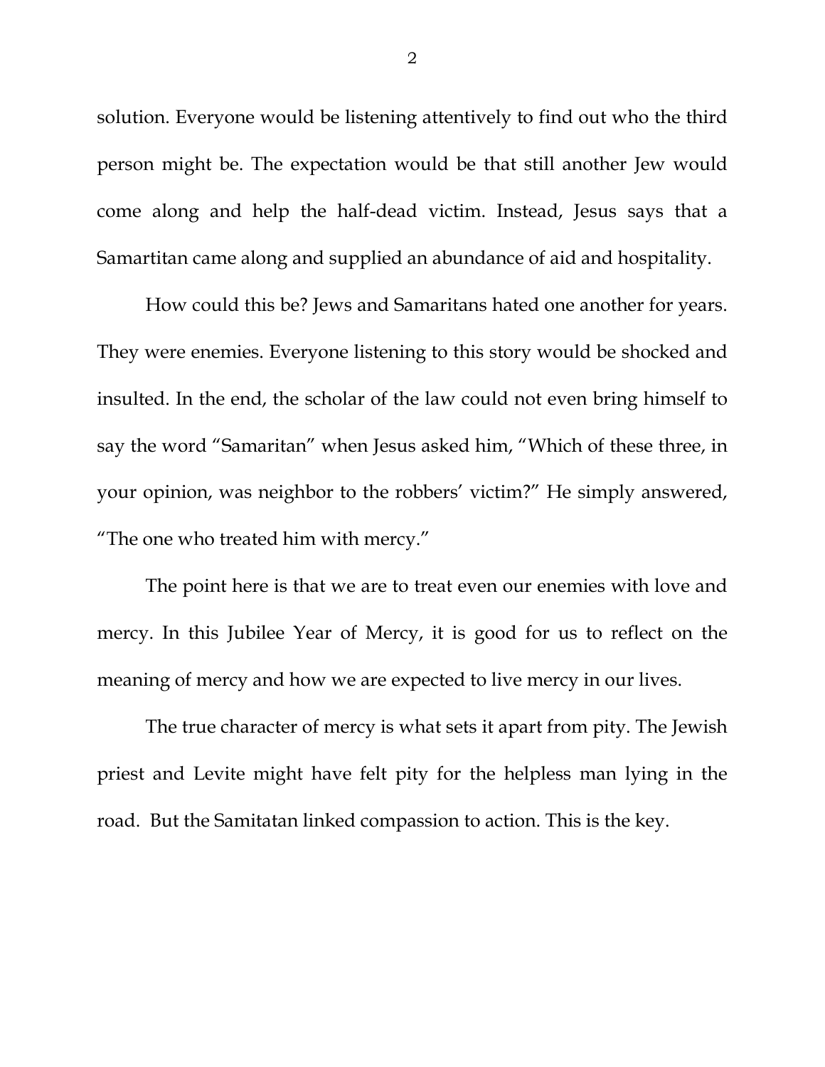solution. Everyone would be listening attentively to find out who the third person might be. The expectation would be that still another Jew would come along and help the half-dead victim. Instead, Jesus says that a Samartitan came along and supplied an abundance of aid and hospitality.

How could this be? Jews and Samaritans hated one another for years. They were enemies. Everyone listening to this story would be shocked and insulted. In the end, the scholar of the law could not even bring himself to say the word "Samaritan" when Jesus asked him, "Which of these three, in your opinion, was neighbor to the robbers' victim?" He simply answered, "The one who treated him with mercy."

The point here is that we are to treat even our enemies with love and mercy. In this Jubilee Year of Mercy, it is good for us to reflect on the meaning of mercy and how we are expected to live mercy in our lives.

The true character of mercy is what sets it apart from pity. The Jewish priest and Levite might have felt pity for the helpless man lying in the road. But the Samitatan linked compassion to action. This is the key.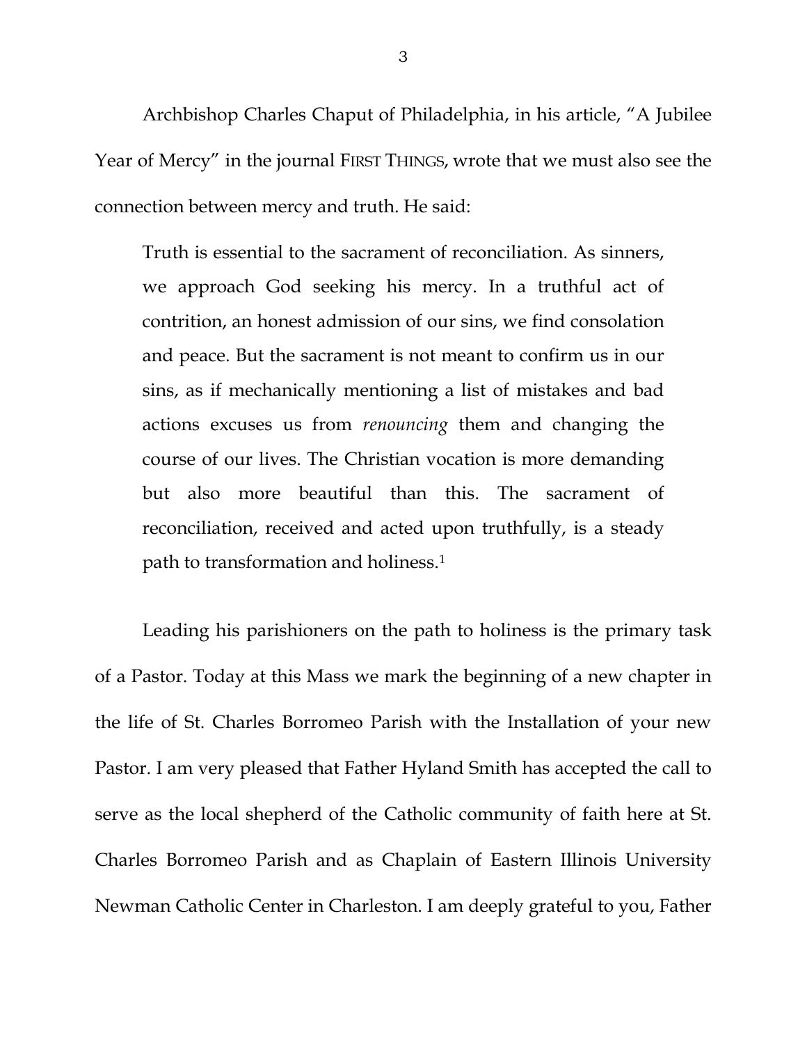Archbishop Charles Chaput of Philadelphia, in his article, "A Jubilee Year of Mercy" in the journal FIRST THINGS, wrote that we must also see the connection between mercy and truth. He said:

> Truth is essential to the sacrament of reconciliation. As sinners, we approach God seeking his mercy. In a truthful act of contrition, an honest admission of our sins, we find consolation and peace. But the sacrament is not meant to confirm us in our sins, as if mechanically mentioning a list of mistakes and bad actions excuses us from *renouncing* them and changing the course of our lives. The Christian vocation is more demanding but also more beautiful than this. The sacrament of reconciliation, received and acted upon truthfully, is a steady path to transformation and holiness.[1]

Leading his parishioners on the path to holiness is the primary task of a Pastor. Today at this Mass we mark the beginning of a new chapter in the life of St. Charles Borromeo Parish with the Installation of your new Pastor. I am very pleased that Father Hyland Smith has accepted the call to serve as the local shepherd of the Catholic community of faith here at St. Charles Borromeo Parish and as Chaplain of Eastern Illinois University Newman Catholic Center in Charleston. I am deeply grateful to you, Father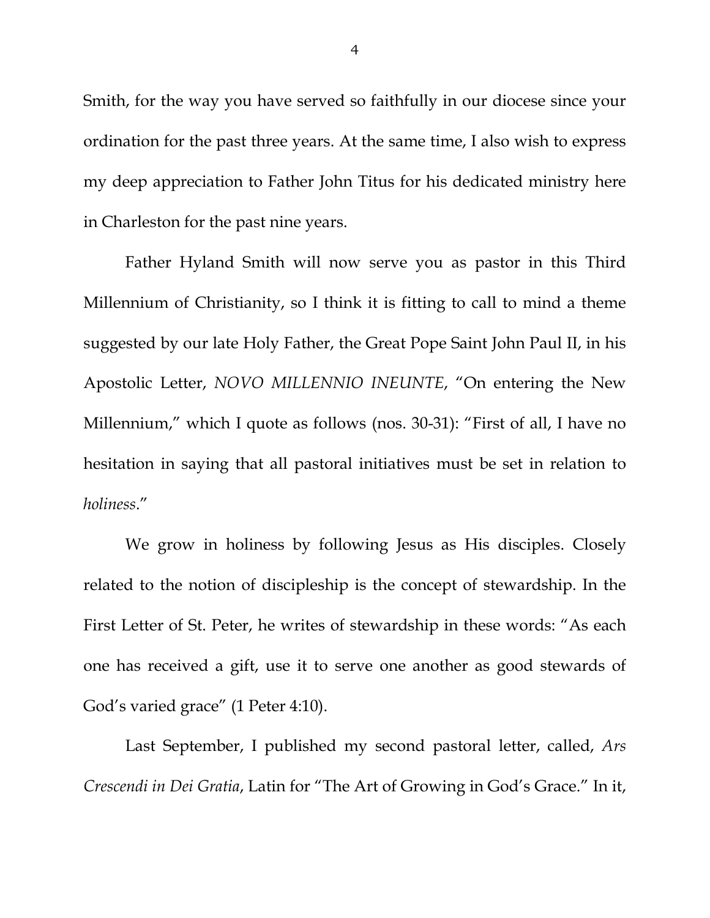Smith, for the way you have served so faithfully in our diocese since your ordination for the past three years. At the same time, I also wish to express my deep appreciation to Father John Titus for his dedicated ministry here in Charleston for the past nine years.

Father Hyland Smith will now serve you as pastor in this Third Millennium of Christianity, so I think it is fitting to call to mind a theme suggested by our late Holy Father, the Great Pope Saint John Paul II, in his Apostolic Letter, *NOVO MILLENNIO INEUNTE*, "On entering the New Millennium," which I quote as follows (nos. 30-31): "First of all, I have no hesitation in saying that all pastoral initiatives must be set in relation to *holiness*."

We grow in holiness by following Jesus as His disciples. Closely related to the notion of discipleship is the concept of stewardship. In the First Letter of St. Peter, he writes of stewardship in these words: "As each one has received a gift, use it to serve one another as good stewards of God's varied grace" (1 Peter 4:10).

Last September, I published my second pastoral letter, called, *Ars Crescendi in Dei Gratia*, Latin for "The Art of Growing in God's Grace." In it,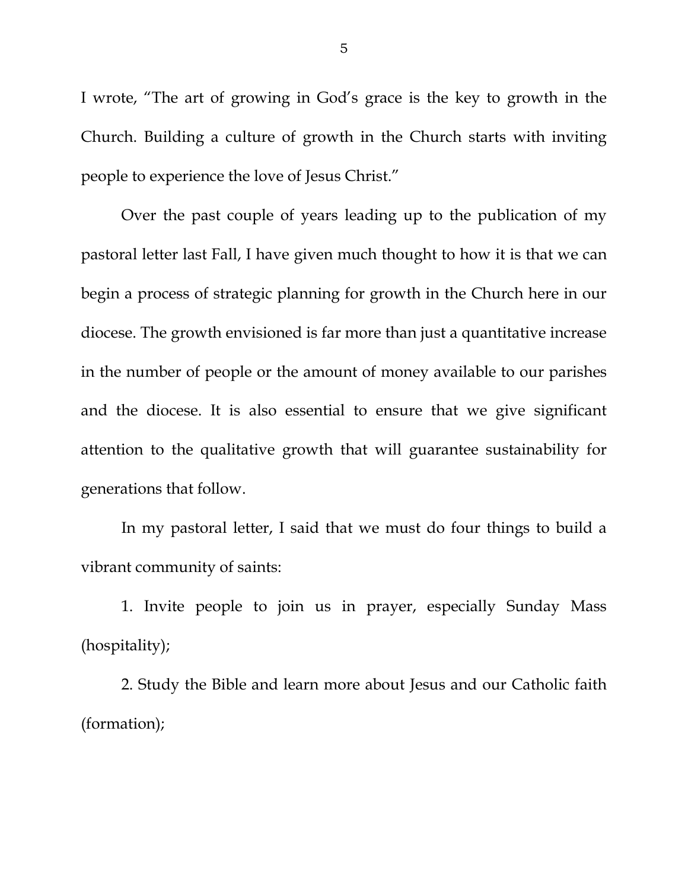I wrote, "The art of growing in God's grace is the key to growth in the Church. Building a culture of growth in the Church starts with inviting people to experience the love of Jesus Christ."

Over the past couple of years leading up to the publication of my pastoral letter last Fall, I have given much thought to how it is that we can begin a process of strategic planning for growth in the Church here in our diocese. The growth envisioned is far more than just a quantitative increase in the number of people or the amount of money available to our parishes and the diocese. It is also essential to ensure that we give significant attention to the qualitative growth that will guarantee sustainability for generations that follow.

In my pastoral letter, I said that we must do four things to build a vibrant community of saints:

1. Invite people to join us in prayer, especially Sunday Mass (hospitality);

2. Study the Bible and learn more about Jesus and our Catholic faith (formation);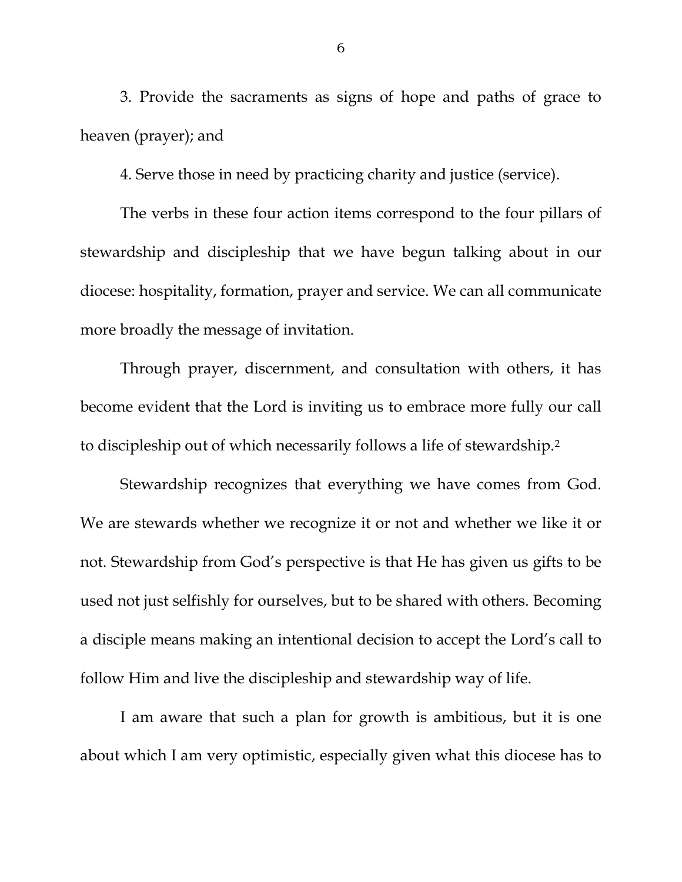3. Provide the sacraments as signs of hope and paths of grace to heaven (prayer); and

4. Serve those in need by practicing charity and justice (service).

The verbs in these four action items correspond to the four pillars of stewardship and discipleship that we have begun talking about in our diocese: hospitality, formation, prayer and service. We can all communicate more broadly the message of invitation.

Through prayer, discernment, and consultation with others, it has become evident that the Lord is inviting us to embrace more fully our call to discipleship out of which necessarily follows a life of stewardship.[2]

Stewardship recognizes that everything we have comes from God. We are stewards whether we recognize it or not and whether we like it or not. Stewardship from God's perspective is that He has given us gifts to be used not just selfishly for ourselves, but to be shared with others. Becoming a disciple means making an intentional decision to accept the Lord's call to follow Him and live the discipleship and stewardship way of life.

I am aware that such a plan for growth is ambitious, but it is one about which I am very optimistic, especially given what this diocese has to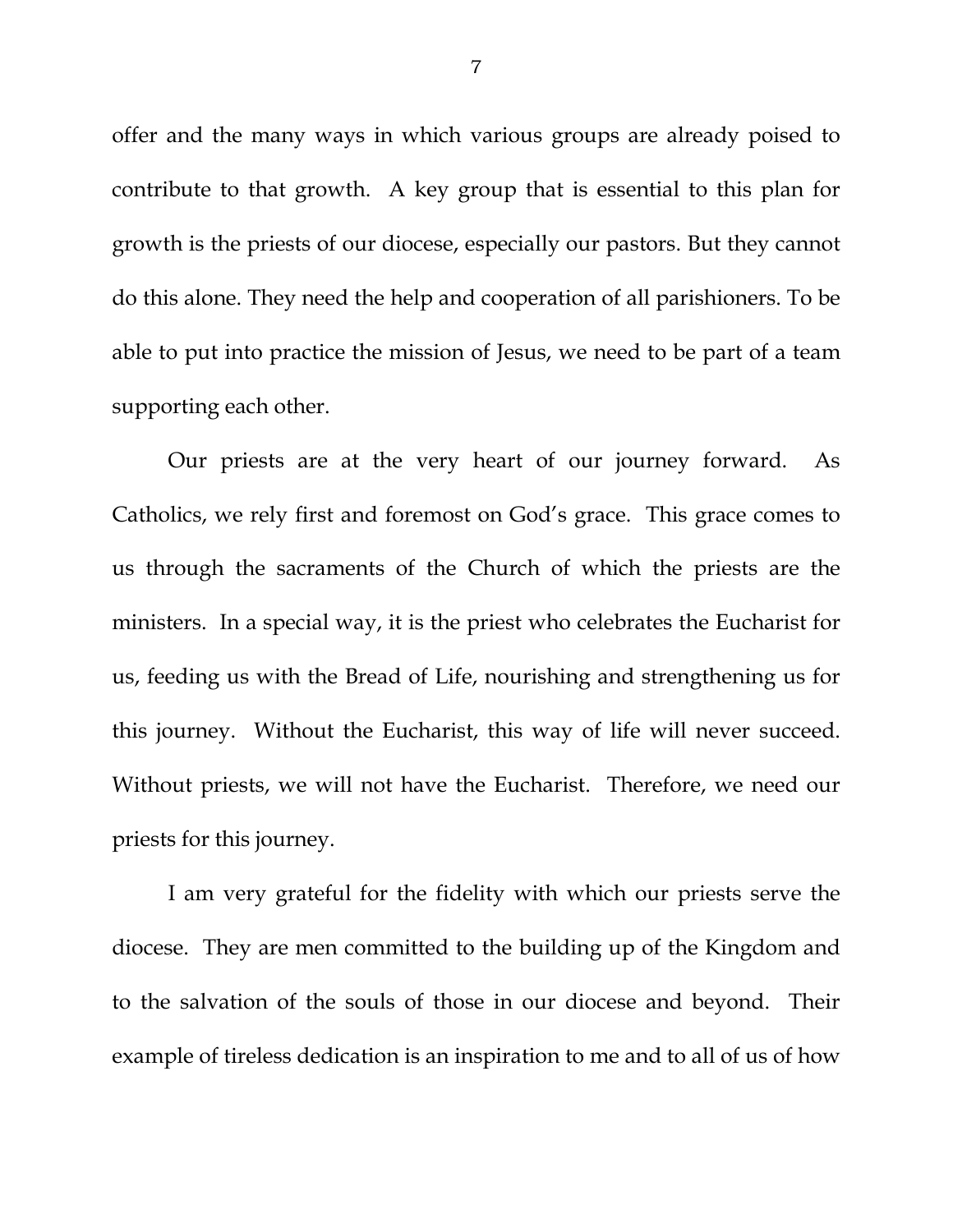offer and the many ways in which various groups are already poised to contribute to that growth. A key group that is essential to this plan for growth is the priests of our diocese, especially our pastors. But they cannot do this alone. They need the help and cooperation of all parishioners. To be able to put into practice the mission of Jesus, we need to be part of a team supporting each other.

Our priests are at the very heart of our journey forward. As Catholics, we rely first and foremost on God's grace. This grace comes to us through the sacraments of the Church of which the priests are the ministers. In a special way, it is the priest who celebrates the Eucharist for us, feeding us with the Bread of Life, nourishing and strengthening us for this journey. Without the Eucharist, this way of life will never succeed. Without priests, we will not have the Eucharist. Therefore, we need our priests for this journey.

I am very grateful for the fidelity with which our priests serve the diocese. They are men committed to the building up of the Kingdom and to the salvation of the souls of those in our diocese and beyond. Their example of tireless dedication is an inspiration to me and to all of us of how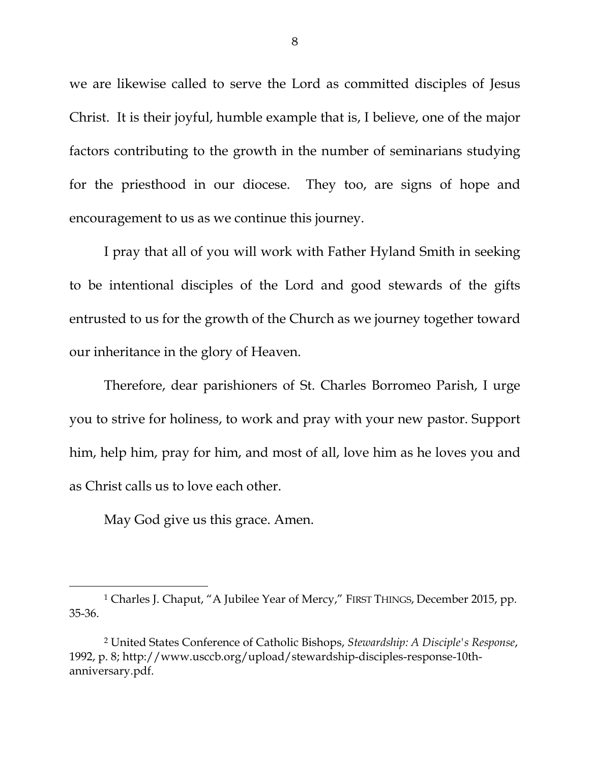we are likewise called to serve the Lord as committed disciples of Jesus Christ. It is their joyful, humble example that is, I believe, one of the major factors contributing to the growth in the number of seminarians studying for the priesthood in our diocese. They too, are signs of hope and encouragement to us as we continue this journey.

I pray that all of you will work with Father Hyland Smith in seeking to be intentional disciples of the Lord and good stewards of the gifts entrusted to us for the growth of the Church as we journey together toward our inheritance in the glory of Heaven.

Therefore, dear parishioners of St. Charles Borromeo Parish, I urge you to strive for holiness, to work and pray with your new pastor. Support him, help him, pray for him, and most of all, love him as he loves you and as Christ calls us to love each other.

May God give us this grace. Amen.

---

[1] Charles J. Chaput, "A Jubilee Year of Mercy," FIRST THINGS, December 2015, pp. 35-36.

[2] United States Conference of Catholic Bishops, *Stewardship: A Disciple's Response*, 1992, p. 8; http://www.usccb.org/upload/stewardship-disciples-response-10th-anniversary.pdf.